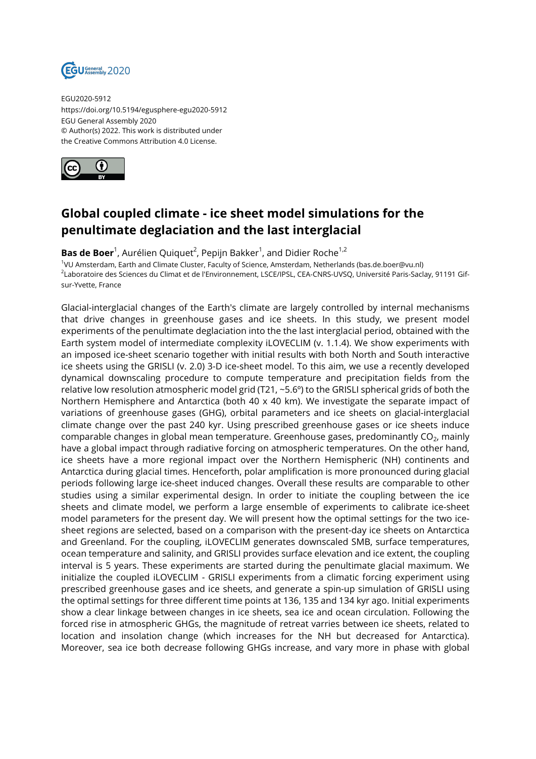EGU2020-5912
https://doi.org/10.5194/egusphere-egu2020-5912
EGU General Assembly 2020
© Author(s) 2022. This work is distributed under
the Creative Commons Attribution 4.0 License.

# Global coupled climate - ice sheet model simulations for the penultimate deglaciation and the last interglacial

**Bas de Boer**[1], Aurélien Quiquet[2], Pepijn Bakker[1], and Didier Roche[1,2]

[1]VU Amsterdam, Earth and Climate Cluster, Faculty of Science, Amsterdam, Netherlands (bas.de.boer@vu.nl)
[2]Laboratoire des Sciences du Climat et de l'Environnement, LSCE/IPSL, CEA-CNRS-UVSQ, Université Paris-Saclay, 91191 Gif-sur-Yvette, France

Glacial-interglacial changes of the Earth's climate are largely controlled by internal mechanisms that drive changes in greenhouse gases and ice sheets. In this study, we present model experiments of the penultimate deglaciation into the the last interglacial period, obtained with the Earth system model of intermediate complexity iLOVECLIM (v. 1.1.4). We show experiments with an imposed ice-sheet scenario together with initial results with both North and South interactive ice sheets using the GRISLI (v. 2.0) 3-D ice-sheet model. To this aim, we use a recently developed dynamical downscaling procedure to compute temperature and precipitation fields from the relative low resolution atmospheric model grid (T21, ~5.6°) to the GRISLI spherical grids of both the Northern Hemisphere and Antarctica (both 40 x 40 km). We investigate the separate impact of variations of greenhouse gases (GHG), orbital parameters and ice sheets on glacial-interglacial climate change over the past 240 kyr. Using prescribed greenhouse gases or ice sheets induce comparable changes in global mean temperature. Greenhouse gases, predominantly $CO_2$, mainly have a global impact through radiative forcing on atmospheric temperatures. On the other hand, ice sheets have a more regional impact over the Northern Hemispheric (NH) continents and Antarctica during glacial times. Henceforth, polar amplification is more pronounced during glacial periods following large ice-sheet induced changes. Overall these results are comparable to other studies using a similar experimental design. In order to initiate the coupling between the ice sheets and climate model, we perform a large ensemble of experiments to calibrate ice-sheet model parameters for the present day. We will present how the optimal settings for the two ice-sheet regions are selected, based on a comparison with the present-day ice sheets on Antarctica and Greenland. For the coupling, iLOVECLIM generates downscaled SMB, surface temperatures, ocean temperature and salinity, and GRISLI provides surface elevation and ice extent, the coupling interval is 5 years. These experiments are started during the penultimate glacial maximum. We initialize the coupled iLOVECLIM - GRISLI experiments from a climatic forcing experiment using prescribed greenhouse gases and ice sheets, and generate a spin-up simulation of GRISLI using the optimal settings for three different time points at 136, 135 and 134 kyr ago. Initial experiments show a clear linkage between changes in ice sheets, sea ice and ocean circulation. Following the forced rise in atmospheric GHGs, the magnitude of retreat varries between ice sheets, related to location and insolation change (which increases for the NH but decreased for Antarctica). Moreover, sea ice both decrease following GHGs increase, and vary more in phase with global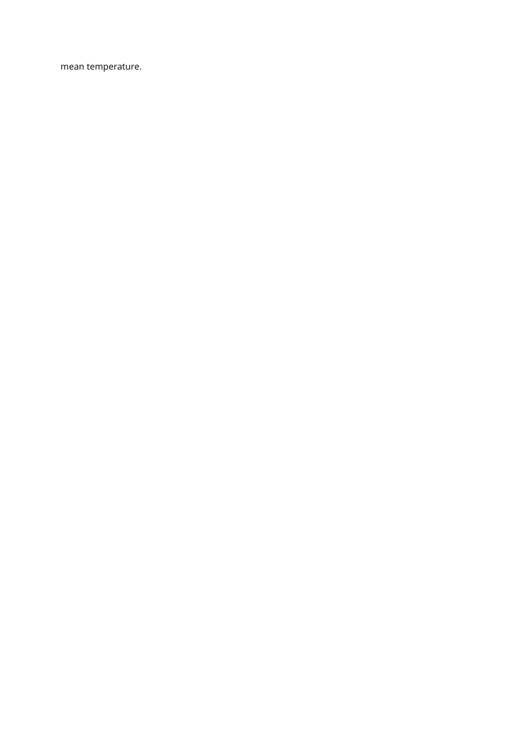mean temperature.